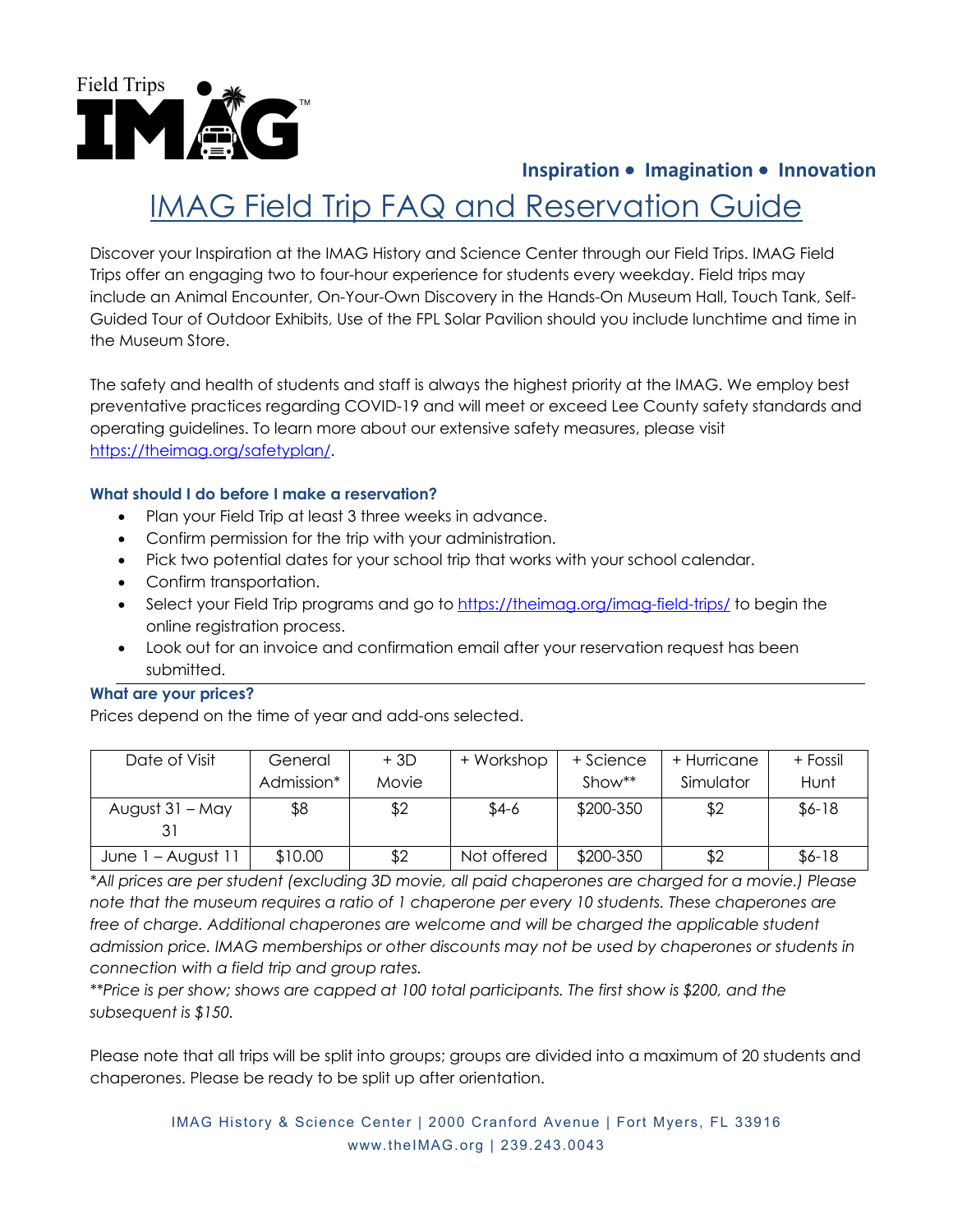Field Trips IMAG

**Inspiration • Imagination • Innovation**

# IMAG Field Trip FAQ and Reservation Guide

Discover your Inspiration at the IMAG History and Science Center through our Field Trips. IMAG Field Trips offer an engaging two to four-hour experience for students every weekday. Field trips may include an Animal Encounter, On-Your-Own Discovery in the Hands-On Museum Hall, Touch Tank, Self-Guided Tour of Outdoor Exhibits, Use of the FPL Solar Pavilion should you include lunchtime and time in the Museum Store.

The safety and health of students and staff is always the highest priority at the IMAG. We employ best preventative practices regarding COVID-19 and will meet or exceed Lee County safety standards and operating guidelines. To learn more about our extensive safety measures, please visit https://theimag.org/safetyplan/.

### What should I do before I make a reservation?

- Plan your Field Trip at least 3 three weeks in advance.
- Confirm permission for the trip with your administration.
- Pick two potential dates for your school trip that works with your school calendar.
- Confirm transportation.
- Select your Field Trip programs and go to https://theimag.org/imag-field-trips/ to begin the online registration process.
- Look out for an invoice and confirmation email after your reservation request has been submitted.

### What are your prices?

Prices depend on the time of year and add-ons selected.

| Date of Visit | General Admission* | + 3D Movie | + Workshop | + Science Show** | + Hurricane Simulator | + Fossil Hunt |
|---|---|---|---|---|---|---|
| August 31 – May 31 | $8 | $2 | $4-6 | $200-350 | $2 | $6-18 |
| June 1 – August 11 | $10.00 | $2 | Not offered | $200-350 | $2 | $6-18 |

*\*All prices are per student (excluding 3D movie, all paid chaperones are charged for a movie.) Please note that the museum requires a ratio of 1 chaperone per every 10 students. These chaperones are free of charge. Additional chaperones are welcome and will be charged the applicable student admission price. IMAG memberships or other discounts may not be used by chaperones or students in connection with a field trip and group rates.*

*\*\*Price is per show; shows are capped at 100 total participants. The first show is $200, and the subsequent is $150.*

Please note that all trips will be split into groups; groups are divided into a maximum of 20 students and chaperones. Please be ready to be split up after orientation.

IMAG History & Science Center | 2000 Cranford Avenue | Fort Myers, FL 33916
www.theIMAG.org | 239.243.0043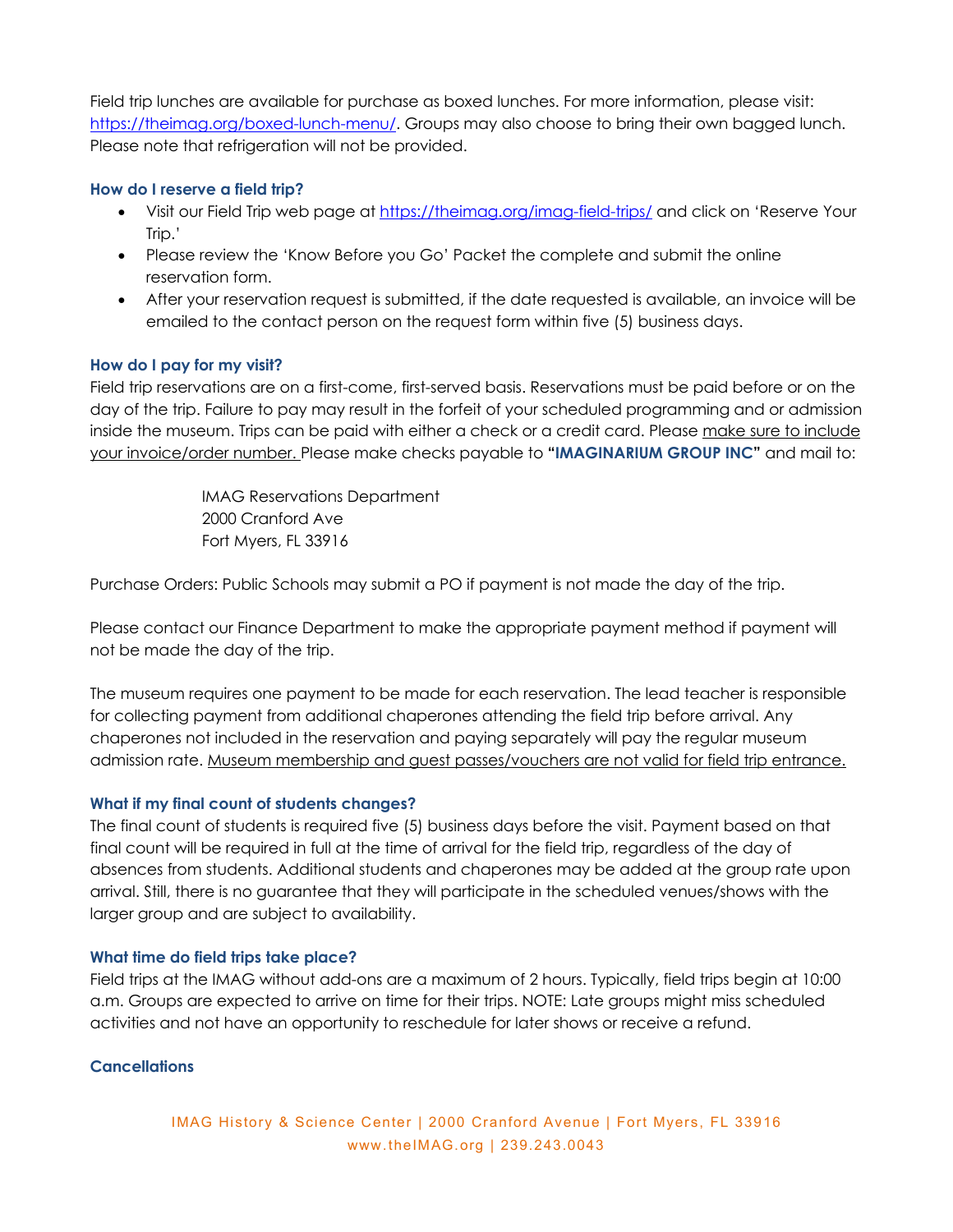Field trip lunches are available for purchase as boxed lunches. For more information, please visit: [https://theimag.org/boxed-lunch-menu/](https://theimag.org/boxed-lunch-menu/). Groups may also choose to bring their own bagged lunch. Please note that refrigeration will not be provided.

### How do I reserve a field trip?

- Visit our Field Trip web page at [https://theimag.org/imag-field-trips/](https://theimag.org/imag-field-trips/) and click on 'Reserve Your Trip.'
- Please review the 'Know Before you Go' Packet the complete and submit the online reservation form.
- After your reservation request is submitted, if the date requested is available, an invoice will be emailed to the contact person on the request form within five (5) business days.

### How do I pay for my visit?

Field trip reservations are on a first-come, first-served basis. Reservations must be paid before or on the day of the trip. Failure to pay may result in the forfeit of your scheduled programming and or admission inside the museum. Trips can be paid with either a check or a credit card. Please <u>make sure to include your invoice/order number.</u> Please make checks payable to **"IMAGINARIUM GROUP INC"** and mail to:

> IMAG Reservations Department
> 2000 Cranford Ave
> Fort Myers, FL 33916

Purchase Orders: Public Schools may submit a PO if payment is not made the day of the trip.

Please contact our Finance Department to make the appropriate payment method if payment will not be made the day of the trip.

The museum requires one payment to be made for each reservation. The lead teacher is responsible for collecting payment from additional chaperones attending the field trip before arrival. Any chaperones not included in the reservation and paying separately will pay the regular museum admission rate. <u>Museum membership and guest passes/vouchers are not valid for field trip entrance.</u>

### What if my final count of students changes?

The final count of students is required five (5) business days before the visit. Payment based on that final count will be required in full at the time of arrival for the field trip, regardless of the day of absences from students. Additional students and chaperones may be added at the group rate upon arrival. Still, there is no guarantee that they will participate in the scheduled venues/shows with the larger group and are subject to availability.

### What time do field trips take place?

Field trips at the IMAG without add-ons are a maximum of 2 hours. Typically, field trips begin at 10:00 a.m. Groups are expected to arrive on time for their trips. NOTE: Late groups might miss scheduled activities and not have an opportunity to reschedule for later shows or receive a refund.

### Cancellations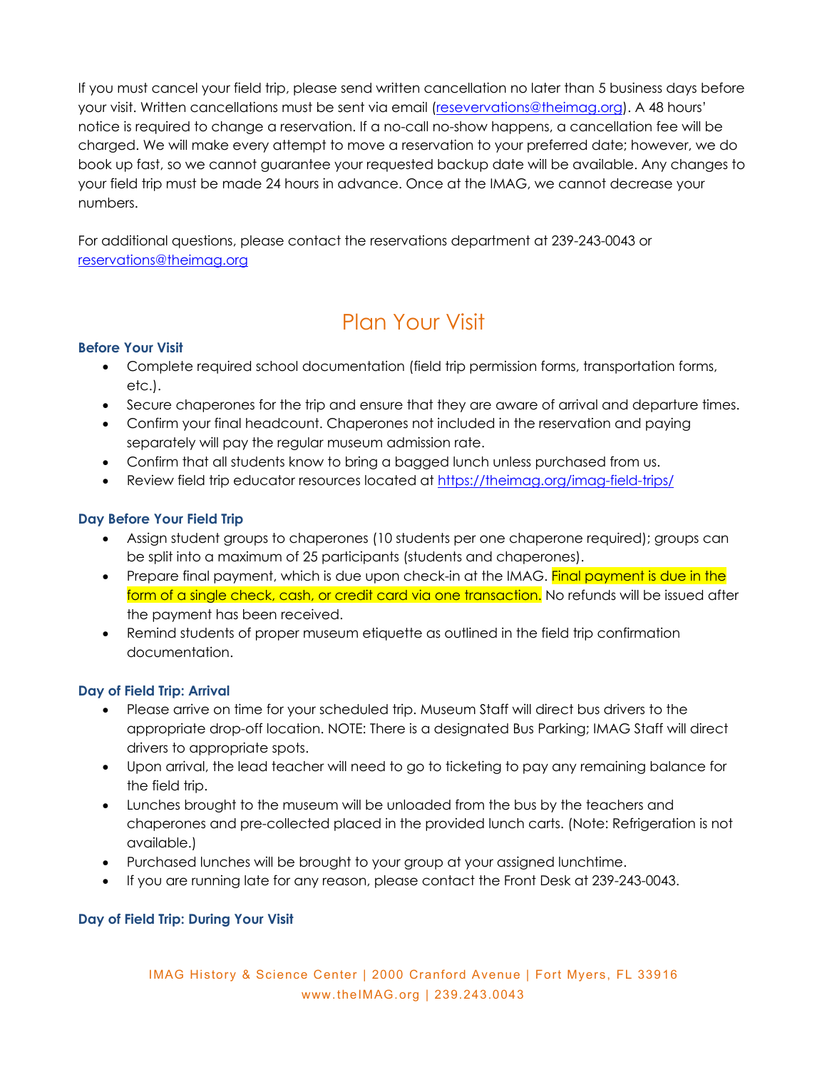If you must cancel your field trip, please send written cancellation no later than 5 business days before your visit. Written cancellations must be sent via email (reseervations@theimag.org). A 48 hours' notice is required to change a reservation. If a no-call no-show happens, a cancellation fee will be charged. We will make every attempt to move a reservation to your preferred date; however, we do book up fast, so we cannot guarantee your requested backup date will be available. Any changes to your field trip must be made 24 hours in advance. Once at the IMAG, we cannot decrease your numbers.

For additional questions, please contact the reservations department at 239-243-0043 or reservations@theimag.org

## Plan Your Visit

### Before Your Visit

- Complete required school documentation (field trip permission forms, transportation forms, etc.).
- Secure chaperones for the trip and ensure that they are aware of arrival and departure times.
- Confirm your final headcount. Chaperones not included in the reservation and paying separately will pay the regular museum admission rate.
- Confirm that all students know to bring a bagged lunch unless purchased from us.
- Review field trip educator resources located at https://theimag.org/imag-field-trips/

### Day Before Your Field Trip

- Assign student groups to chaperones (10 students per one chaperone required); groups can be split into a maximum of 25 participants (students and chaperones).
- Prepare final payment, which is due upon check-in at the IMAG. Final payment is due in the form of a single check, cash, or credit card via one transaction. No refunds will be issued after the payment has been received.
- Remind students of proper museum etiquette as outlined in the field trip confirmation documentation.

### Day of Field Trip: Arrival

- Please arrive on time for your scheduled trip. Museum Staff will direct bus drivers to the appropriate drop-off location. NOTE: There is a designated Bus Parking; IMAG Staff will direct drivers to appropriate spots.
- Upon arrival, the lead teacher will need to go to ticketing to pay any remaining balance for the field trip.
- Lunches brought to the museum will be unloaded from the bus by the teachers and chaperones and pre-collected placed in the provided lunch carts. (Note: Refrigeration is not available.)
- Purchased lunches will be brought to your group at your assigned lunchtime.
- If you are running late for any reason, please contact the Front Desk at 239-243-0043.

### Day of Field Trip: During Your Visit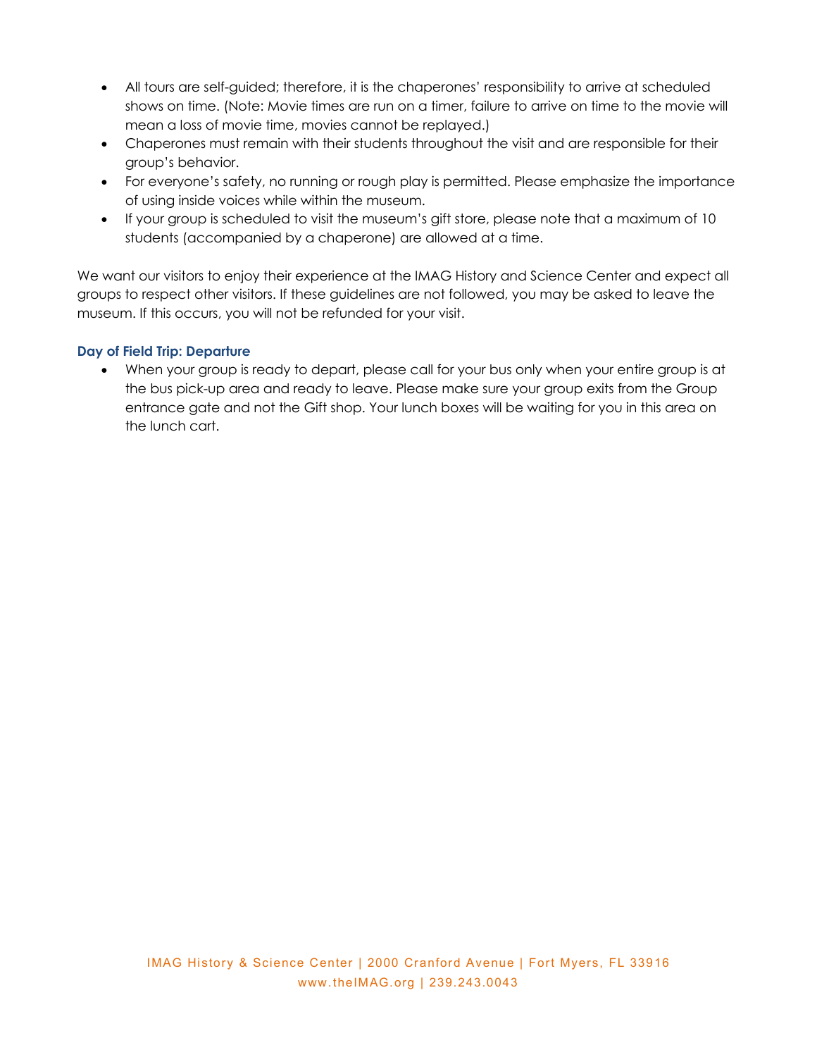- All tours are self-guided; therefore, it is the chaperones' responsibility to arrive at scheduled shows on time. (Note: Movie times are run on a timer, failure to arrive on time to the movie will mean a loss of movie time, movies cannot be replayed.)
- Chaperones must remain with their students throughout the visit and are responsible for their group's behavior.
- For everyone's safety, no running or rough play is permitted. Please emphasize the importance of using inside voices while within the museum.
- If your group is scheduled to visit the museum's gift store, please note that a maximum of 10 students (accompanied by a chaperone) are allowed at a time.

We want our visitors to enjoy their experience at the IMAG History and Science Center and expect all groups to respect other visitors. If these guidelines are not followed, you may be asked to leave the museum. If this occurs, you will not be refunded for your visit.

### Day of Field Trip: Departure

- When your group is ready to depart, please call for your bus only when your entire group is at the bus pick-up area and ready to leave. Please make sure your group exits from the Group entrance gate and not the Gift shop. Your lunch boxes will be waiting for you in this area on the lunch cart.